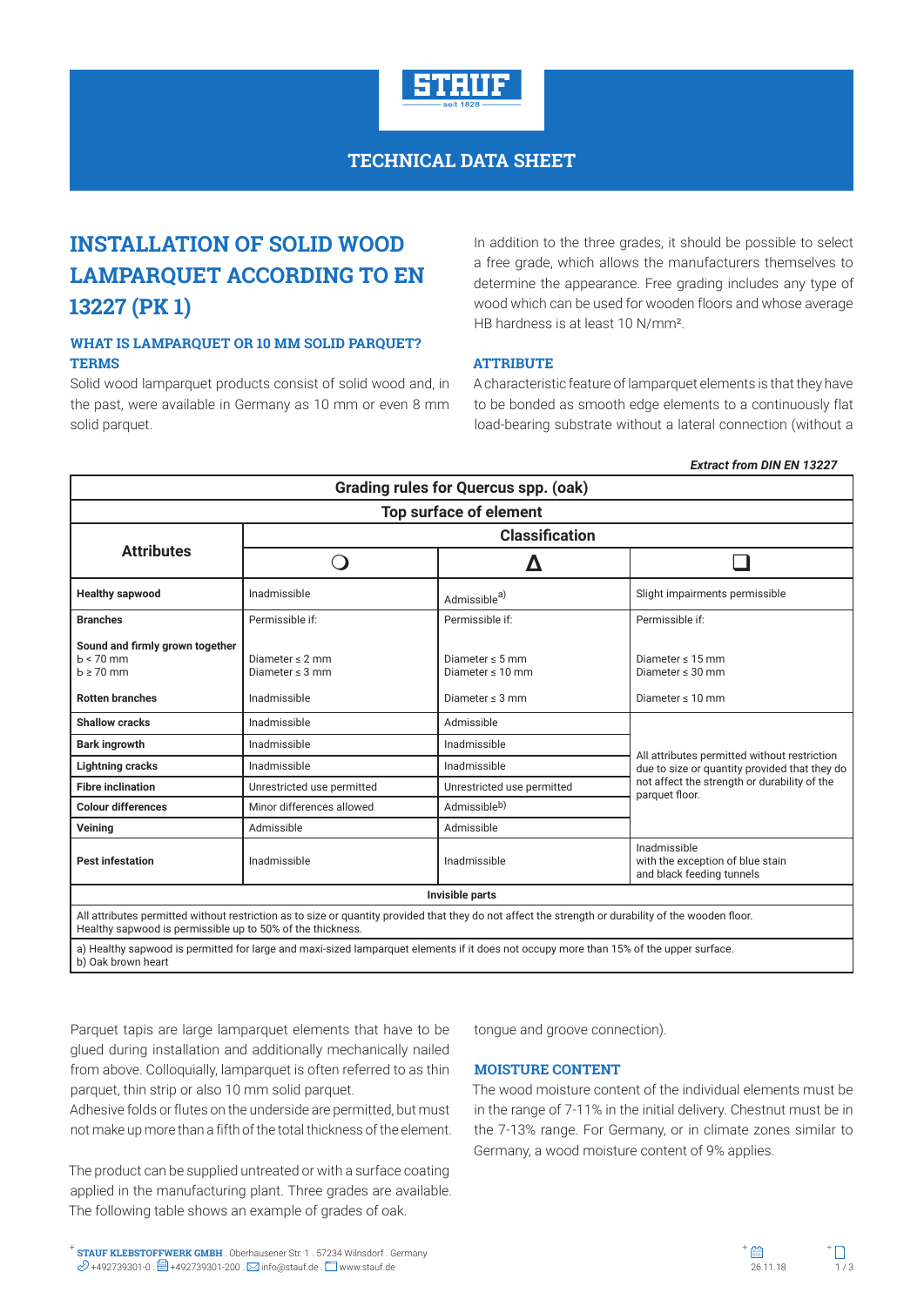STAUF seit 1828

TECHNICAL DATA SHEET

# INSTALLATION OF SOLID WOOD LAMPARQUET ACCORDING TO EN 13227 (PK 1)

### WHAT IS LAMPARQUET OR 10 MM SOLID PARQUET? TERMS

Solid wood lamparquet products consist of solid wood and, in the past, were available in Germany as 10 mm or even 8 mm solid parquet.

In addition to the three grades, it should be possible to select a free grade, which allows the manufacturers themselves to determine the appearance. Free grading includes any type of wood which can be used for wooden floors and whose average HB hardness is at least 10 N/mm².

### ATTRIBUTE

A characteristic feature of lamparquet elements is that they have to be bonded as smooth edge elements to a continuously flat load-bearing substrate without a lateral connection (without a tongue and groove connection).

***Extract from DIN EN 13227***

| Grading rules for Quercus spp. (oak) | | | |
|---|---|---|---|
| **Top surface of element** | | | |
| **Attributes** | **Classification** | | |
| | ○ | Δ | □ |
| **Healthy sapwood** | Inadmissible | Admissible[a)] | Slight impairments permissible |
| **Branches** | Permissible if: | Permissible if: | Permissible if: |
| **Sound and firmly grown together** | | | |
| b < 70 mm | Diameter ≤ 2 mm | Diameter ≤ 5 mm | Diameter ≤ 15 mm |
| b ≥ 70 mm | Diameter ≤ 3 mm | Diameter ≤ 10 mm | Diameter ≤ 30 mm |
| **Rotten branches** | Inadmissible | Diameter ≤ 3 mm | Diameter ≤ 10 mm |
| **Shallow cracks** | Inadmissible | Admissible | All attributes permitted without restriction due to size or quantity provided that they do not affect the strength or durability of the parquet floor. |
| **Bark ingrowth** | Inadmissible | Inadmissible | |
| **Lightning cracks** | Inadmissible | Inadmissible | |
| **Fibre inclination** | Unrestricted use permitted | Unrestricted use permitted | |
| **Colour differences** | Minor differences allowed | Admissible[b)] | |
| **Veining** | Admissible | Admissible | |
| **Pest infestation** | Inadmissible | Inadmissible | Inadmissible with the exception of blue stain and black feeding tunnels |
| **Invisible parts** | | | |
| All attributes permitted without restriction as to size or quantity provided that they do not affect the strength or durability of the wooden floor. Healthy sapwood is permissible up to 50% of the thickness. | | | |
| a) Healthy sapwood is permitted for large and maxi-sized lamparquet elements if it does not occupy more than 15% of the upper surface. b) Oak brown heart | | | |

Parquet tapis are large lamparquet elements that have to be glued during installation and additionally mechanically nailed from above. Colloquially, lamparquet is often referred to as thin parquet, thin strip or also 10 mm solid parquet.
Adhesive folds or flutes on the underside are permitted, but must not make up more than a fifth of the total thickness of the element.

The product can be supplied untreated or with a surface coating applied in the manufacturing plant. Three grades are available. The following table shows an example of grades of oak.

### MOISTURE CONTENT

The wood moisture content of the individual elements must be in the range of 7-11% in the initial delivery. Chestnut must be in the 7-13% range. For Germany, or in climate zones similar to Germany, a wood moisture content of 9% applies.

**STAUF KLEBSTOFFWERK GMBH** . Oberhausener Str. 1 . 57234 Wilnsdorf . Germany
+492739301-0 . +492739301-200 . info@stauf.de . www.stauf.de
26.11.18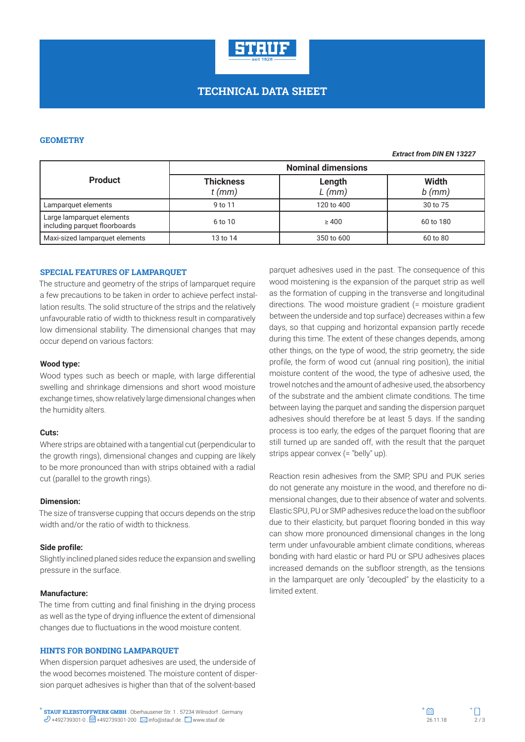# TECHNICAL DATA SHEET

## GEOMETRY

***Extract from DIN EN 13227***

| Product | Nominal dimensions | | |
|---|---|---|---|
| | Thickness $t$ (mm) | Length $L$ (mm) | Width $b$ (mm) |
| Lamparquet elements | 9 to 11 | 120 to 400 | 30 to 75 |
| Large lamparquet elements including parquet floorboards | 6 to 10 | ≥ 400 | 60 to 180 |
| Maxi-sized lamparquet elements | 13 to 14 | 350 to 600 | 60 to 80 |

## SPECIAL FEATURES OF LAMPARQUET

The structure and geometry of the strips of lamparquet require a few precautions to be taken in order to achieve perfect installation results. The solid structure of the strips and the relatively unfavourable ratio of width to thickness result in comparatively low dimensional stability. The dimensional changes that may occur depend on various factors:

**Wood type:**

Wood types such as beech or maple, with large differential swelling and shrinkage dimensions and short wood moisture exchange times, show relatively large dimensional changes when the humidity alters.

**Cuts:**

Where strips are obtained with a tangential cut (perpendicular to the growth rings), dimensional changes and cupping are likely to be more pronounced than with strips obtained with a radial cut (parallel to the growth rings).

**Dimension:**

The size of transverse cupping that occurs depends on the strip width and/or the ratio of width to thickness.

**Side profile:**

Slightly inclined planed sides reduce the expansion and swelling pressure in the surface.

**Manufacture:**

The time from cutting and final finishing in the drying process as well as the type of drying influence the extent of dimensional changes due to fluctuations in the wood moisture content.

## HINTS FOR BONDING LAMPARQUET

When dispersion parquet adhesives are used, the underside of the wood becomes moistened. The moisture content of dispersion parquet adhesives is higher than that of the solvent-based parquet adhesives used in the past. The consequence of this wood moistening is the expansion of the parquet strip as well as the formation of cupping in the transverse and longitudinal directions. The wood moisture gradient (= moisture gradient between the underside and top surface) decreases within a few days, so that cupping and horizontal expansion partly recede during this time. The extent of these changes depends, among other things, on the type of wood, the strip geometry, the side profile, the form of wood cut (annual ring position), the initial moisture content of the wood, the type of adhesive used, the trowel notches and the amount of adhesive used, the absorbency of the substrate and the ambient climate conditions. The time between laying the parquet and sanding the dispersion parquet adhesives should therefore be at least 5 days. If the sanding process is too early, the edges of the parquet flooring that are still turned up are sanded off, with the result that the parquet strips appear convex (= "belly" up).

Reaction resin adhesives from the SMP, SPU and PUK series do not generate any moisture in the wood, and therefore no dimensional changes, due to their absence of water and solvents. Elastic SPU, PU or SMP adhesives reduce the load on the subfloor due to their elasticity, but parquet flooring bonded in this way can show more pronounced dimensional changes in the long term under unfavourable ambient climate conditions, whereas bonding with hard elastic or hard PU or SPU adhesives places increased demands on the subfloor strength, as the tensions in the lamparquet are only "decoupled" by the elasticity to a limited extent.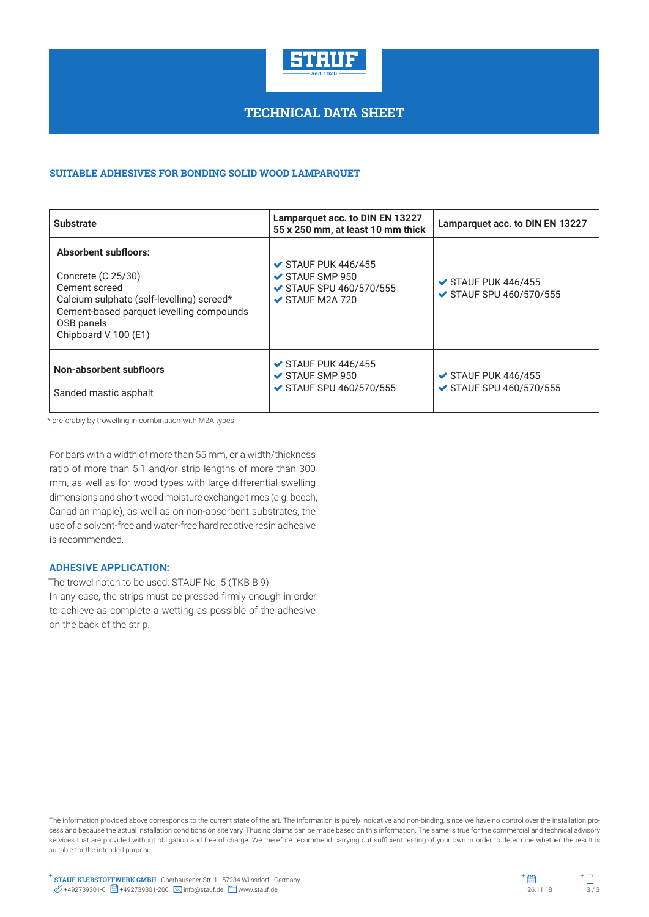# TECHNICAL DATA SHEET

## SUITABLE ADHESIVES FOR BONDING SOLID WOOD LAMPARQUET

| Substrate | Lamparquet acc. to DIN EN 13227 55 x 250 mm, at least 10 mm thick | Lamparquet acc. to DIN EN 13227 |
|---|---|---|
| **Absorbent subfloors:**<br><br>Concrete (C 25/30)<br>Cement screed<br>Calcium sulphate (self-levelling) screed*<br>Cement-based parquet levelling compounds<br>OSB panels<br>Chipboard V 100 (E1) | ✔ STAUF PUK 446/455<br>✔ STAUF SMP 950<br>✔ STAUF SPU 460/570/555<br>✔ STAUF M2A 720 | ✔ STAUF PUK 446/455<br>✔ STAUF SPU 460/570/555 |
| **Non-absorbent subfloors**<br><br>Sanded mastic asphalt | ✔ STAUF PUK 446/455<br>✔ STAUF SMP 950<br>✔ STAUF SPU 460/570/555 | ✔ STAUF PUK 446/455<br>✔ STAUF SPU 460/570/555 |

* preferably by trowelling in combination with M2A types

For bars with a width of more than 55 mm, or a width/thickness ratio of more than 5:1 and/or strip lengths of more than 300 mm, as well as for wood types with large differential swelling dimensions and short wood moisture exchange times (e.g. beech, Canadian maple), as well as on non-absorbent substrates, the use of a solvent-free and water-free hard reactive resin adhesive is recommended.

### ADHESIVE APPLICATION:

The trowel notch to be used: STAUF No. 5 (TKB B 9)
In any case, the strips must be pressed firmly enough in order to achieve as complete a wetting as possible of the adhesive on the back of the strip.

The information provided above corresponds to the current state of the art. The information is purely indicative and non-binding, since we have no control over the installation process and because the actual installation conditions on site vary. Thus no claims can be made based on this information. The same is true for the commercial and technical advisory services that are provided without obligation and free of charge. We therefore recommend carrying out sufficient testing of your own in order to determine whether the result is suitable for the intended purpose.

**STAUF KLEBSTOFFWERK GMBH** . Oberhausener Str. 1 . 57234 Wilnsdorf . Germany
+492739301-0 . +492739301-200 . info@stauf.de . www.stauf.de

26.11.18